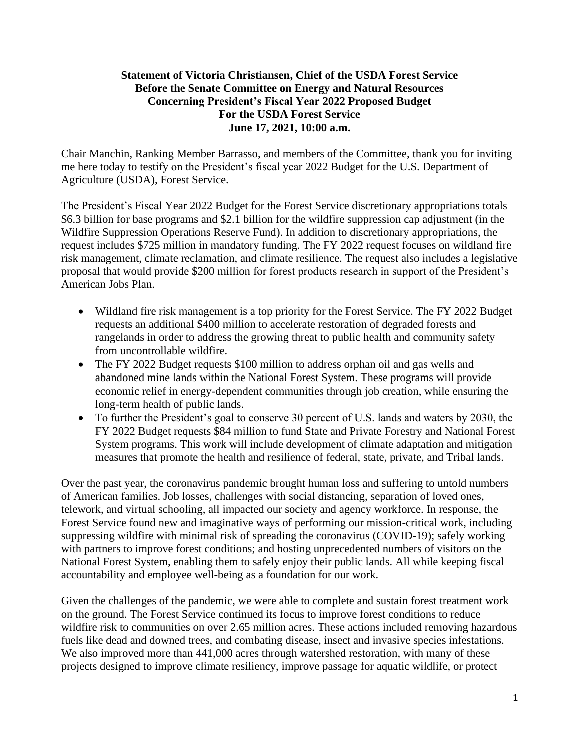**Statement of Victoria Christiansen, Chief of the USDA Forest Service**
**Before the Senate Committee on Energy and Natural Resources**
**Concerning President's Fiscal Year 2022 Proposed Budget**
**For the USDA Forest Service**
**June 17, 2021, 10:00 a.m.**

Chair Manchin, Ranking Member Barrasso, and members of the Committee, thank you for inviting me here today to testify on the President's fiscal year 2022 Budget for the U.S. Department of Agriculture (USDA), Forest Service.

The President's Fiscal Year 2022 Budget for the Forest Service discretionary appropriations totals $6.3 billion for base programs and $2.1 billion for the wildfire suppression cap adjustment (in the Wildfire Suppression Operations Reserve Fund). In addition to discretionary appropriations, the request includes $725 million in mandatory funding. The FY 2022 request focuses on wildland fire risk management, climate reclamation, and climate resilience. The request also includes a legislative proposal that would provide $200 million for forest products research in support of the President's American Jobs Plan.

- Wildland fire risk management is a top priority for the Forest Service. The FY 2022 Budget requests an additional $400 million to accelerate restoration of degraded forests and rangelands in order to address the growing threat to public health and community safety from uncontrollable wildfire.
- The FY 2022 Budget requests $100 million to address orphan oil and gas wells and abandoned mine lands within the National Forest System. These programs will provide economic relief in energy-dependent communities through job creation, while ensuring the long-term health of public lands.
- To further the President's goal to conserve 30 percent of U.S. lands and waters by 2030, the FY 2022 Budget requests $84 million to fund State and Private Forestry and National Forest System programs. This work will include development of climate adaptation and mitigation measures that promote the health and resilience of federal, state, private, and Tribal lands.

Over the past year, the coronavirus pandemic brought human loss and suffering to untold numbers of American families. Job losses, challenges with social distancing, separation of loved ones, telework, and virtual schooling, all impacted our society and agency workforce. In response, the Forest Service found new and imaginative ways of performing our mission-critical work, including suppressing wildfire with minimal risk of spreading the coronavirus (COVID-19); safely working with partners to improve forest conditions; and hosting unprecedented numbers of visitors on the National Forest System, enabling them to safely enjoy their public lands. All while keeping fiscal accountability and employee well-being as a foundation for our work.

Given the challenges of the pandemic, we were able to complete and sustain forest treatment work on the ground. The Forest Service continued its focus to improve forest conditions to reduce wildfire risk to communities on over 2.65 million acres. These actions included removing hazardous fuels like dead and downed trees, and combating disease, insect and invasive species infestations. We also improved more than 441,000 acres through watershed restoration, with many of these projects designed to improve climate resiliency, improve passage for aquatic wildlife, or protect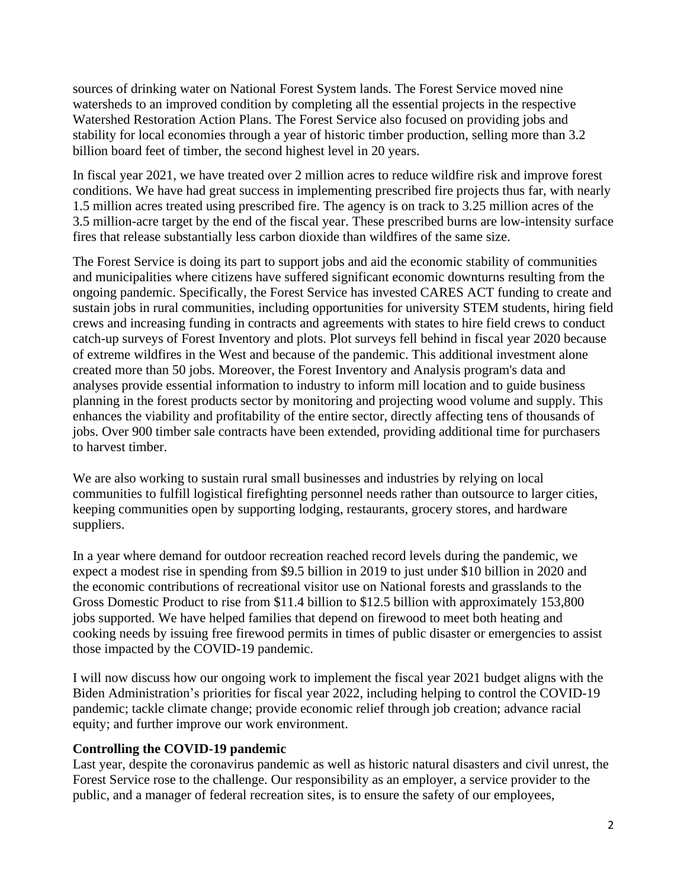sources of drinking water on National Forest System lands. The Forest Service moved nine watersheds to an improved condition by completing all the essential projects in the respective Watershed Restoration Action Plans. The Forest Service also focused on providing jobs and stability for local economies through a year of historic timber production, selling more than 3.2 billion board feet of timber, the second highest level in 20 years.

In fiscal year 2021, we have treated over 2 million acres to reduce wildfire risk and improve forest conditions. We have had great success in implementing prescribed fire projects thus far, with nearly 1.5 million acres treated using prescribed fire. The agency is on track to 3.25 million acres of the 3.5 million-acre target by the end of the fiscal year. These prescribed burns are low-intensity surface fires that release substantially less carbon dioxide than wildfires of the same size.

The Forest Service is doing its part to support jobs and aid the economic stability of communities and municipalities where citizens have suffered significant economic downturns resulting from the ongoing pandemic. Specifically, the Forest Service has invested CARES ACT funding to create and sustain jobs in rural communities, including opportunities for university STEM students, hiring field crews and increasing funding in contracts and agreements with states to hire field crews to conduct catch-up surveys of Forest Inventory and plots. Plot surveys fell behind in fiscal year 2020 because of extreme wildfires in the West and because of the pandemic. This additional investment alone created more than 50 jobs. Moreover, the Forest Inventory and Analysis program's data and analyses provide essential information to industry to inform mill location and to guide business planning in the forest products sector by monitoring and projecting wood volume and supply. This enhances the viability and profitability of the entire sector, directly affecting tens of thousands of jobs. Over 900 timber sale contracts have been extended, providing additional time for purchasers to harvest timber.

We are also working to sustain rural small businesses and industries by relying on local communities to fulfill logistical firefighting personnel needs rather than outsource to larger cities, keeping communities open by supporting lodging, restaurants, grocery stores, and hardware suppliers.

In a year where demand for outdoor recreation reached record levels during the pandemic, we expect a modest rise in spending from $9.5 billion in 2019 to just under $10 billion in 2020 and the economic contributions of recreational visitor use on National forests and grasslands to the Gross Domestic Product to rise from $11.4 billion to $12.5 billion with approximately 153,800 jobs supported. We have helped families that depend on firewood to meet both heating and cooking needs by issuing free firewood permits in times of public disaster or emergencies to assist those impacted by the COVID-19 pandemic.

I will now discuss how our ongoing work to implement the fiscal year 2021 budget aligns with the Biden Administration's priorities for fiscal year 2022, including helping to control the COVID-19 pandemic; tackle climate change; provide economic relief through job creation; advance racial equity; and further improve our work environment.

**Controlling the COVID-19 pandemic**

Last year, despite the coronavirus pandemic as well as historic natural disasters and civil unrest, the Forest Service rose to the challenge. Our responsibility as an employer, a service provider to the public, and a manager of federal recreation sites, is to ensure the safety of our employees,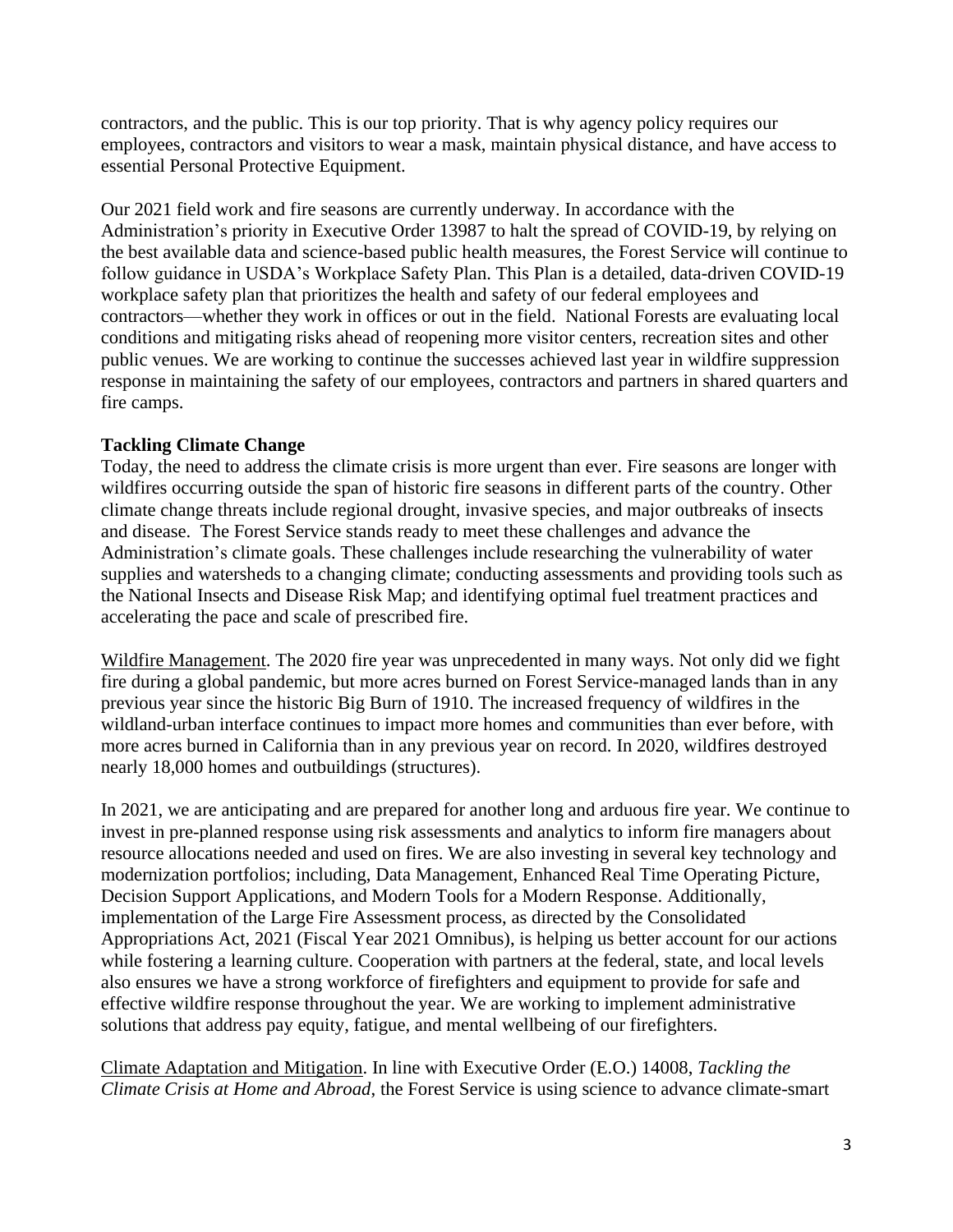contractors, and the public. This is our top priority. That is why agency policy requires our employees, contractors and visitors to wear a mask, maintain physical distance, and have access to essential Personal Protective Equipment.

Our 2021 field work and fire seasons are currently underway. In accordance with the Administration's priority in Executive Order 13987 to halt the spread of COVID-19, by relying on the best available data and science-based public health measures, the Forest Service will continue to follow guidance in USDA's Workplace Safety Plan. This Plan is a detailed, data-driven COVID-19 workplace safety plan that prioritizes the health and safety of our federal employees and contractors—whether they work in offices or out in the field. National Forests are evaluating local conditions and mitigating risks ahead of reopening more visitor centers, recreation sites and other public venues. We are working to continue the successes achieved last year in wildfire suppression response in maintaining the safety of our employees, contractors and partners in shared quarters and fire camps.

**Tackling Climate Change**

Today, the need to address the climate crisis is more urgent than ever. Fire seasons are longer with wildfires occurring outside the span of historic fire seasons in different parts of the country. Other climate change threats include regional drought, invasive species, and major outbreaks of insects and disease. The Forest Service stands ready to meet these challenges and advance the Administration's climate goals. These challenges include researching the vulnerability of water supplies and watersheds to a changing climate; conducting assessments and providing tools such as the National Insects and Disease Risk Map; and identifying optimal fuel treatment practices and accelerating the pace and scale of prescribed fire.

Wildfire Management. The 2020 fire year was unprecedented in many ways. Not only did we fight fire during a global pandemic, but more acres burned on Forest Service-managed lands than in any previous year since the historic Big Burn of 1910. The increased frequency of wildfires in the wildland-urban interface continues to impact more homes and communities than ever before, with more acres burned in California than in any previous year on record. In 2020, wildfires destroyed nearly 18,000 homes and outbuildings (structures).

In 2021, we are anticipating and are prepared for another long and arduous fire year. We continue to invest in pre-planned response using risk assessments and analytics to inform fire managers about resource allocations needed and used on fires. We are also investing in several key technology and modernization portfolios; including, Data Management, Enhanced Real Time Operating Picture, Decision Support Applications, and Modern Tools for a Modern Response. Additionally, implementation of the Large Fire Assessment process, as directed by the Consolidated Appropriations Act, 2021 (Fiscal Year 2021 Omnibus), is helping us better account for our actions while fostering a learning culture. Cooperation with partners at the federal, state, and local levels also ensures we have a strong workforce of firefighters and equipment to provide for safe and effective wildfire response throughout the year. We are working to implement administrative solutions that address pay equity, fatigue, and mental wellbeing of our firefighters.

Climate Adaptation and Mitigation. In line with Executive Order (E.O.) 14008, *Tackling the Climate Crisis at Home and Abroad*, the Forest Service is using science to advance climate-smart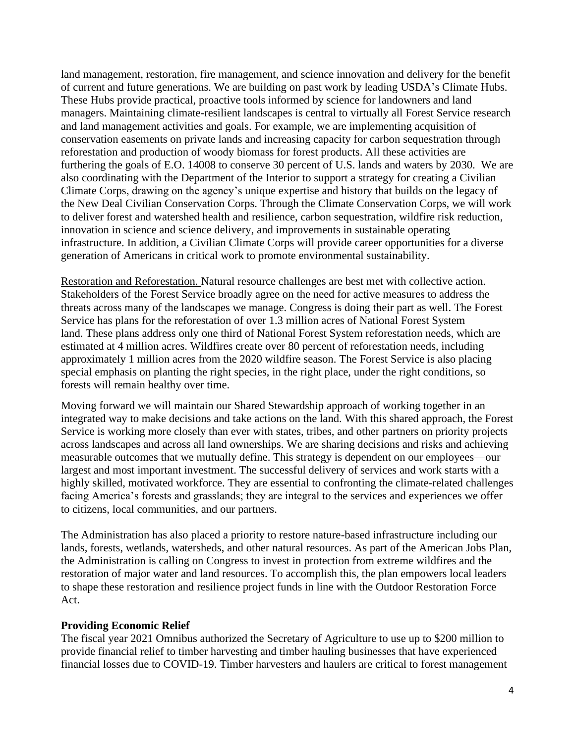land management, restoration, fire management, and science innovation and delivery for the benefit of current and future generations. We are building on past work by leading USDA's Climate Hubs. These Hubs provide practical, proactive tools informed by science for landowners and land managers. Maintaining climate-resilient landscapes is central to virtually all Forest Service research and land management activities and goals. For example, we are implementing acquisition of conservation easements on private lands and increasing capacity for carbon sequestration through reforestation and production of woody biomass for forest products. All these activities are furthering the goals of E.O. 14008 to conserve 30 percent of U.S. lands and waters by 2030. We are also coordinating with the Department of the Interior to support a strategy for creating a Civilian Climate Corps, drawing on the agency's unique expertise and history that builds on the legacy of the New Deal Civilian Conservation Corps. Through the Climate Conservation Corps, we will work to deliver forest and watershed health and resilience, carbon sequestration, wildfire risk reduction, innovation in science and science delivery, and improvements in sustainable operating infrastructure. In addition, a Civilian Climate Corps will provide career opportunities for a diverse generation of Americans in critical work to promote environmental sustainability.

<u>Restoration and Reforestation.</u> Natural resource challenges are best met with collective action. Stakeholders of the Forest Service broadly agree on the need for active measures to address the threats across many of the landscapes we manage. Congress is doing their part as well. The Forest Service has plans for the reforestation of over 1.3 million acres of National Forest System land. These plans address only one third of National Forest System reforestation needs, which are estimated at 4 million acres. Wildfires create over 80 percent of reforestation needs, including approximately 1 million acres from the 2020 wildfire season. The Forest Service is also placing special emphasis on planting the right species, in the right place, under the right conditions, so forests will remain healthy over time.

Moving forward we will maintain our Shared Stewardship approach of working together in an integrated way to make decisions and take actions on the land. With this shared approach, the Forest Service is working more closely than ever with states, tribes, and other partners on priority projects across landscapes and across all land ownerships. We are sharing decisions and risks and achieving measurable outcomes that we mutually define. This strategy is dependent on our employees—our largest and most important investment. The successful delivery of services and work starts with a highly skilled, motivated workforce. They are essential to confronting the climate-related challenges facing America's forests and grasslands; they are integral to the services and experiences we offer to citizens, local communities, and our partners.

The Administration has also placed a priority to restore nature-based infrastructure including our lands, forests, wetlands, watersheds, and other natural resources. As part of the American Jobs Plan, the Administration is calling on Congress to invest in protection from extreme wildfires and the restoration of major water and land resources. To accomplish this, the plan empowers local leaders to shape these restoration and resilience project funds in line with the Outdoor Restoration Force Act.

**Providing Economic Relief**

The fiscal year 2021 Omnibus authorized the Secretary of Agriculture to use up to $200 million to provide financial relief to timber harvesting and timber hauling businesses that have experienced financial losses due to COVID-19. Timber harvesters and haulers are critical to forest management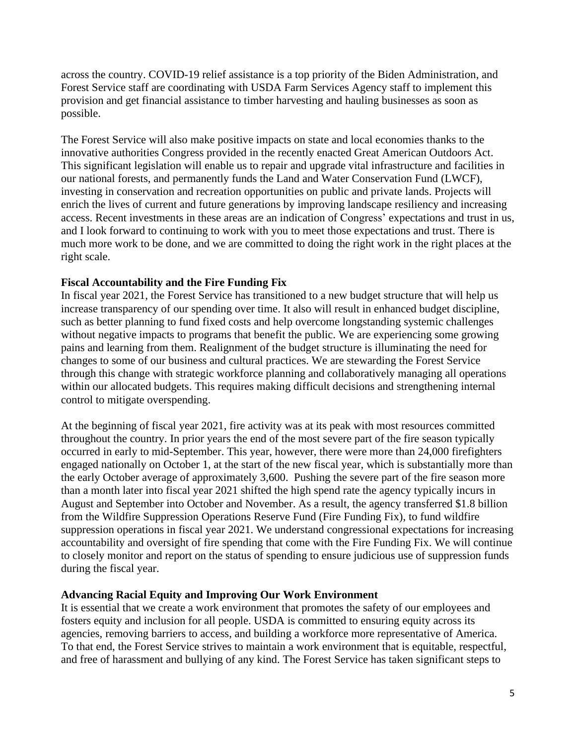across the country. COVID-19 relief assistance is a top priority of the Biden Administration, and Forest Service staff are coordinating with USDA Farm Services Agency staff to implement this provision and get financial assistance to timber harvesting and hauling businesses as soon as possible.

The Forest Service will also make positive impacts on state and local economies thanks to the innovative authorities Congress provided in the recently enacted Great American Outdoors Act. This significant legislation will enable us to repair and upgrade vital infrastructure and facilities in our national forests, and permanently funds the Land and Water Conservation Fund (LWCF), investing in conservation and recreation opportunities on public and private lands. Projects will enrich the lives of current and future generations by improving landscape resiliency and increasing access. Recent investments in these areas are an indication of Congress' expectations and trust in us, and I look forward to continuing to work with you to meet those expectations and trust. There is much more work to be done, and we are committed to doing the right work in the right places at the right scale.

**Fiscal Accountability and the Fire Funding Fix**

In fiscal year 2021, the Forest Service has transitioned to a new budget structure that will help us increase transparency of our spending over time. It also will result in enhanced budget discipline, such as better planning to fund fixed costs and help overcome longstanding systemic challenges without negative impacts to programs that benefit the public. We are experiencing some growing pains and learning from them. Realignment of the budget structure is illuminating the need for changes to some of our business and cultural practices. We are stewarding the Forest Service through this change with strategic workforce planning and collaboratively managing all operations within our allocated budgets. This requires making difficult decisions and strengthening internal control to mitigate overspending.

At the beginning of fiscal year 2021, fire activity was at its peak with most resources committed throughout the country. In prior years the end of the most severe part of the fire season typically occurred in early to mid-September. This year, however, there were more than 24,000 firefighters engaged nationally on October 1, at the start of the new fiscal year, which is substantially more than the early October average of approximately 3,600. Pushing the severe part of the fire season more than a month later into fiscal year 2021 shifted the high spend rate the agency typically incurs in August and September into October and November. As a result, the agency transferred $1.8 billion from the Wildfire Suppression Operations Reserve Fund (Fire Funding Fix), to fund wildfire suppression operations in fiscal year 2021. We understand congressional expectations for increasing accountability and oversight of fire spending that come with the Fire Funding Fix. We will continue to closely monitor and report on the status of spending to ensure judicious use of suppression funds during the fiscal year.

**Advancing Racial Equity and Improving Our Work Environment**

It is essential that we create a work environment that promotes the safety of our employees and fosters equity and inclusion for all people. USDA is committed to ensuring equity across its agencies, removing barriers to access, and building a workforce more representative of America. To that end, the Forest Service strives to maintain a work environment that is equitable, respectful, and free of harassment and bullying of any kind. The Forest Service has taken significant steps to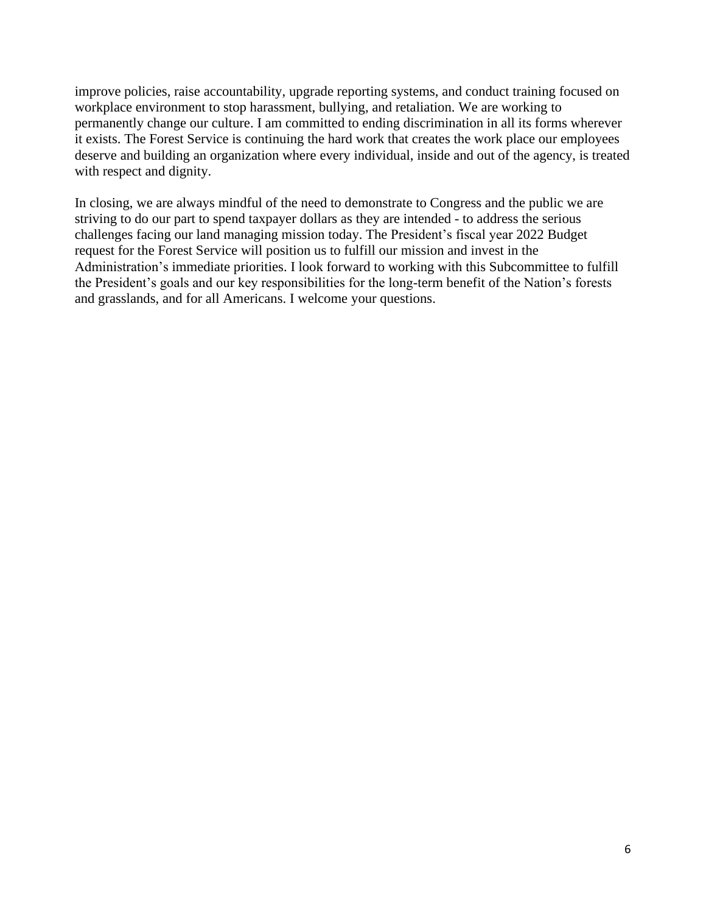improve policies, raise accountability, upgrade reporting systems, and conduct training focused on workplace environment to stop harassment, bullying, and retaliation. We are working to permanently change our culture. I am committed to ending discrimination in all its forms wherever it exists. The Forest Service is continuing the hard work that creates the work place our employees deserve and building an organization where every individual, inside and out of the agency, is treated with respect and dignity.

In closing, we are always mindful of the need to demonstrate to Congress and the public we are striving to do our part to spend taxpayer dollars as they are intended - to address the serious challenges facing our land managing mission today. The President's fiscal year 2022 Budget request for the Forest Service will position us to fulfill our mission and invest in the Administration's immediate priorities. I look forward to working with this Subcommittee to fulfill the President's goals and our key responsibilities for the long-term benefit of the Nation's forests and grasslands, and for all Americans. I welcome your questions.